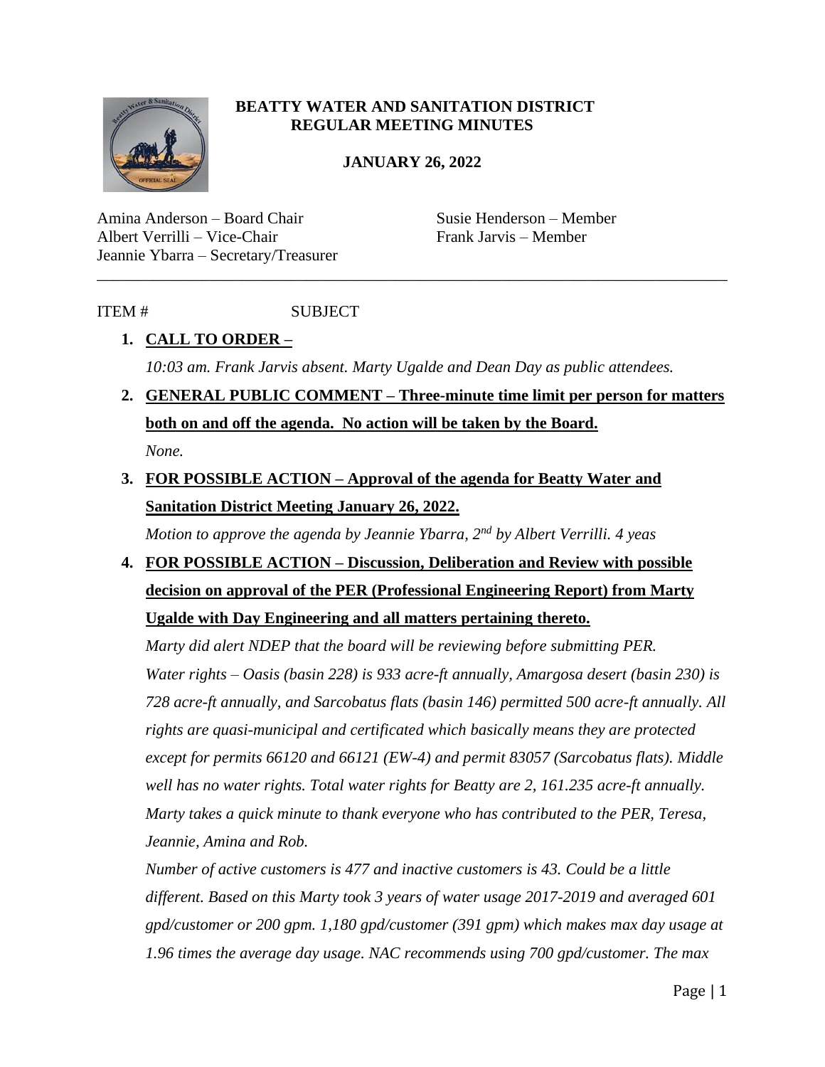# BEATTY WATER AND SANITATION DISTRICT
## REGULAR MEETING MINUTES

**JANUARY 26, 2022**

Amina Anderson – Board Chair
Albert Verrilli – Vice-Chair
Jeannie Ybarra – Secretary/Treasurer
Susie Henderson – Member
Frank Jarvis – Member

---

ITEM # SUBJECT

1. **CALL TO ORDER –**

   *10:03 am. Frank Jarvis absent. Marty Ugalde and Dean Day as public attendees.*

2. **GENERAL PUBLIC COMMENT – Three-minute time limit per person for matters both on and off the agenda. No action will be taken by the Board.**

   *None.*

3. **FOR POSSIBLE ACTION – Approval of the agenda for Beatty Water and Sanitation District Meeting January 26, 2022.**

   *Motion to approve the agenda by Jeannie Ybarra, 2nd by Albert Verrilli. 4 yeas*

4. **FOR POSSIBLE ACTION – Discussion, Deliberation and Review with possible decision on approval of the PER (Professional Engineering Report) from Marty Ugalde with Day Engineering and all matters pertaining thereto.**

   *Marty did alert NDEP that the board will be reviewing before submitting PER. Water rights – Oasis (basin 228) is 933 acre-ft annually, Amargosa desert (basin 230) is 728 acre-ft annually, and Sarcobatus flats (basin 146) permitted 500 acre-ft annually. All rights are quasi-municipal and certificated which basically means they are protected except for permits 66120 and 66121 (EW-4) and permit 83057 (Sarcobatus flats). Middle well has no water rights. Total water rights for Beatty are 2, 161.235 acre-ft annually. Marty takes a quick minute to thank everyone who has contributed to the PER, Teresa, Jeannie, Amina and Rob.*

   *Number of active customers is 477 and inactive customers is 43. Could be a little different. Based on this Marty took 3 years of water usage 2017-2019 and averaged 601 gpd/customer or 200 gpm. 1,180 gpd/customer (391 gpm) which makes max day usage at 1.96 times the average day usage. NAC recommends using 700 gpd/customer. The max*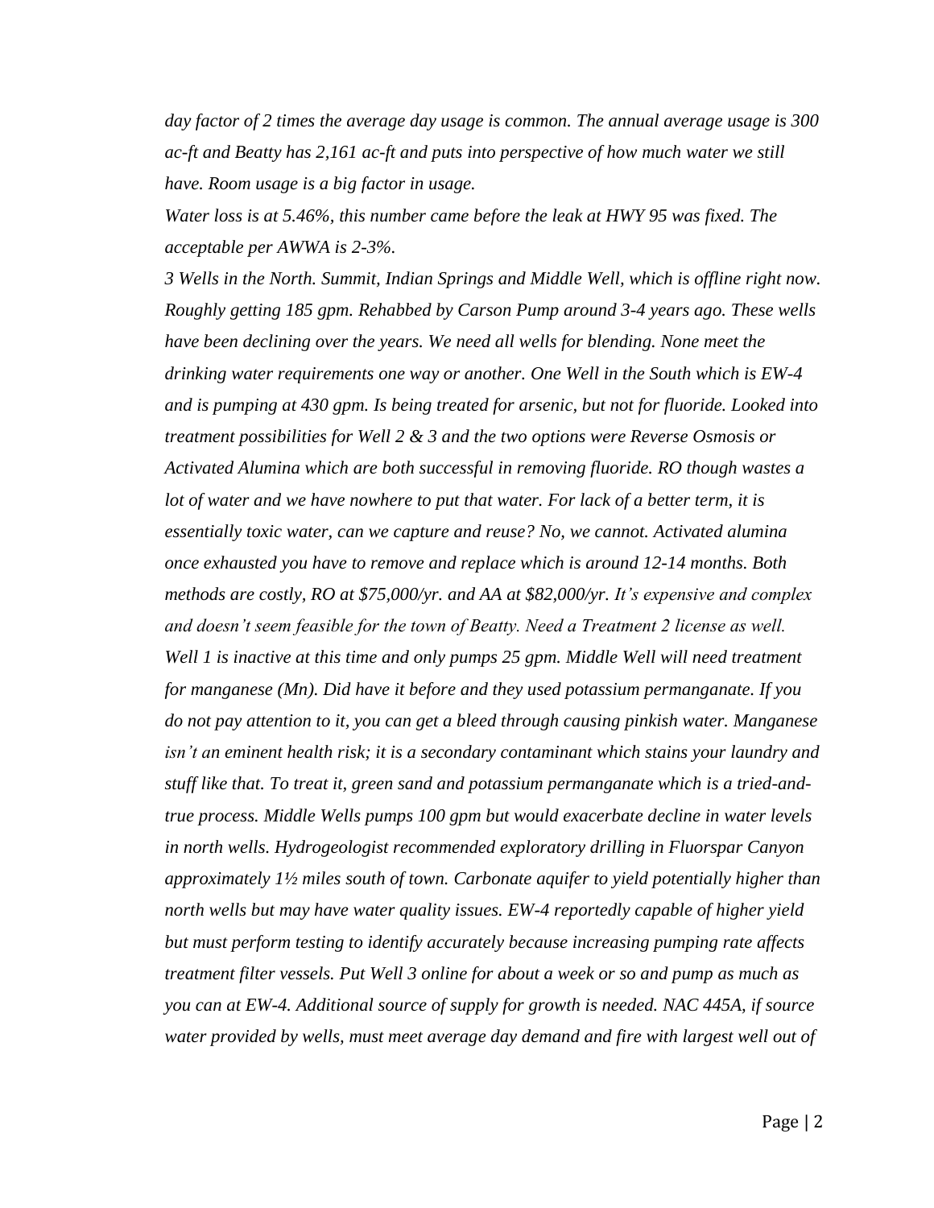*day factor of 2 times the average day usage is common. The annual average usage is 300 ac-ft and Beatty has 2,161 ac-ft and puts into perspective of how much water we still have. Room usage is a big factor in usage.*

*Water loss is at 5.46%, this number came before the leak at HWY 95 was fixed. The acceptable per AWWA is 2-3%.*

*3 Wells in the North. Summit, Indian Springs and Middle Well, which is offline right now. Roughly getting 185 gpm. Rehabbed by Carson Pump around 3-4 years ago. These wells have been declining over the years. We need all wells for blending. None meet the drinking water requirements one way or another. One Well in the South which is EW-4 and is pumping at 430 gpm. Is being treated for arsenic, but not for fluoride. Looked into treatment possibilities for Well 2 & 3 and the two options were Reverse Osmosis or Activated Alumina which are both successful in removing fluoride. RO though wastes a lot of water and we have nowhere to put that water. For lack of a better term, it is essentially toxic water, can we capture and reuse? No, we cannot. Activated alumina once exhausted you have to remove and replace which is around 12-14 months. Both methods are costly, RO at $75,000/yr. and AA at $82,000/yr. It's expensive and complex and doesn't seem feasible for the town of Beatty. Need a Treatment 2 license as well. Well 1 is inactive at this time and only pumps 25 gpm. Middle Well will need treatment for manganese (Mn). Did have it before and they used potassium permanganate. If you do not pay attention to it, you can get a bleed through causing pinkish water. Manganese isn't an eminent health risk; it is a secondary contaminant which stains your laundry and stuff like that. To treat it, green sand and potassium permanganate which is a tried-and-true process. Middle Wells pumps 100 gpm but would exacerbate decline in water levels in north wells. Hydrogeologist recommended exploratory drilling in Fluorspar Canyon approximately 1½ miles south of town. Carbonate aquifer to yield potentially higher than north wells but may have water quality issues. EW-4 reportedly capable of higher yield but must perform testing to identify accurately because increasing pumping rate affects treatment filter vessels. Put Well 3 online for about a week or so and pump as much as you can at EW-4. Additional source of supply for growth is needed. NAC 445A, if source water provided by wells, must meet average day demand and fire with largest well out of*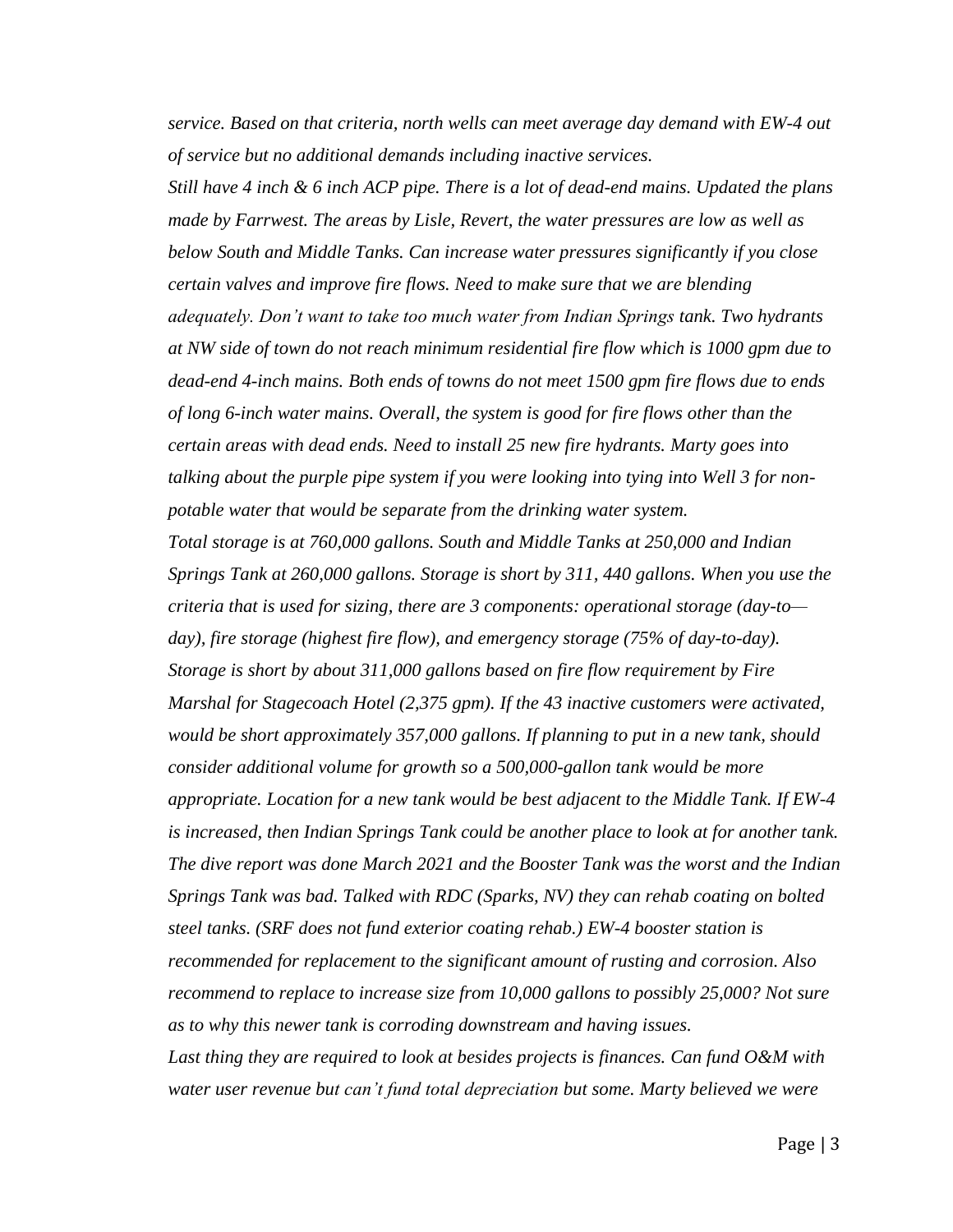*service. Based on that criteria, north wells can meet average day demand with EW-4 out of service but no additional demands including inactive services.*

*Still have 4 inch & 6 inch ACP pipe. There is a lot of dead-end mains. Updated the plans made by Farrwest. The areas by Lisle, Revert, the water pressures are low as well as below South and Middle Tanks. Can increase water pressures significantly if you close certain valves and improve fire flows. Need to make sure that we are blending adequately. Don't want to take too much water from Indian Springs tank. Two hydrants at NW side of town do not reach minimum residential fire flow which is 1000 gpm due to dead-end 4-inch mains. Both ends of towns do not meet 1500 gpm fire flows due to ends of long 6-inch water mains. Overall, the system is good for fire flows other than the certain areas with dead ends. Need to install 25 new fire hydrants. Marty goes into talking about the purple pipe system if you were looking into tying into Well 3 for non-potable water that would be separate from the drinking water system.*

*Total storage is at 760,000 gallons. South and Middle Tanks at 250,000 and Indian Springs Tank at 260,000 gallons. Storage is short by 311, 440 gallons. When you use the criteria that is used for sizing, there are 3 components: operational storage (day-to—day), fire storage (highest fire flow), and emergency storage (75% of day-to-day). Storage is short by about 311,000 gallons based on fire flow requirement by Fire Marshal for Stagecoach Hotel (2,375 gpm). If the 43 inactive customers were activated, would be short approximately 357,000 gallons. If planning to put in a new tank, should consider additional volume for growth so a 500,000-gallon tank would be more appropriate. Location for a new tank would be best adjacent to the Middle Tank. If EW-4 is increased, then Indian Springs Tank could be another place to look at for another tank. The dive report was done March 2021 and the Booster Tank was the worst and the Indian Springs Tank was bad. Talked with RDC (Sparks, NV) they can rehab coating on bolted steel tanks. (SRF does not fund exterior coating rehab.) EW-4 booster station is recommended for replacement to the significant amount of rusting and corrosion. Also recommend to replace to increase size from 10,000 gallons to possibly 25,000? Not sure as to why this newer tank is corroding downstream and having issues.*

*Last thing they are required to look at besides projects is finances. Can fund O&M with water user revenue but can't fund total depreciation but some. Marty believed we were*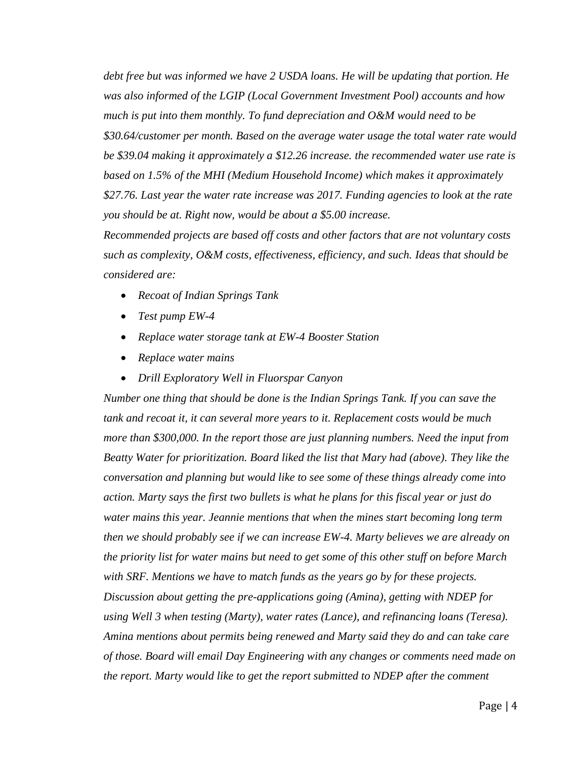*debt free but was informed we have 2 USDA loans. He will be updating that portion. He was also informed of the LGIP (Local Government Investment Pool) accounts and how much is put into them monthly. To fund depreciation and O&M would need to be $30.64/customer per month. Based on the average water usage the total water rate would be $39.04 making it approximately a $12.26 increase. the recommended water use rate is based on 1.5% of the MHI (Medium Household Income) which makes it approximately $27.76. Last year the water rate increase was 2017. Funding agencies to look at the rate you should be at. Right now, would be about a $5.00 increase.*

*Recommended projects are based off costs and other factors that are not voluntary costs such as complexity, O&M costs, effectiveness, efficiency, and such. Ideas that should be considered are:*

- *Recoat of Indian Springs Tank*
- *Test pump EW-4*
- *Replace water storage tank at EW-4 Booster Station*
- *Replace water mains*
- *Drill Exploratory Well in Fluorspar Canyon*

*Number one thing that should be done is the Indian Springs Tank. If you can save the tank and recoat it, it can several more years to it. Replacement costs would be much more than $300,000. In the report those are just planning numbers. Need the input from Beatty Water for prioritization. Board liked the list that Mary had (above). They like the conversation and planning but would like to see some of these things already come into action. Marty says the first two bullets is what he plans for this fiscal year or just do water mains this year. Jeannie mentions that when the mines start becoming long term then we should probably see if we can increase EW-4. Marty believes we are already on the priority list for water mains but need to get some of this other stuff on before March with SRF. Mentions we have to match funds as the years go by for these projects. Discussion about getting the pre-applications going (Amina), getting with NDEP for using Well 3 when testing (Marty), water rates (Lance), and refinancing loans (Teresa). Amina mentions about permits being renewed and Marty said they do and can take care of those. Board will email Day Engineering with any changes or comments need made on the report. Marty would like to get the report submitted to NDEP after the comment*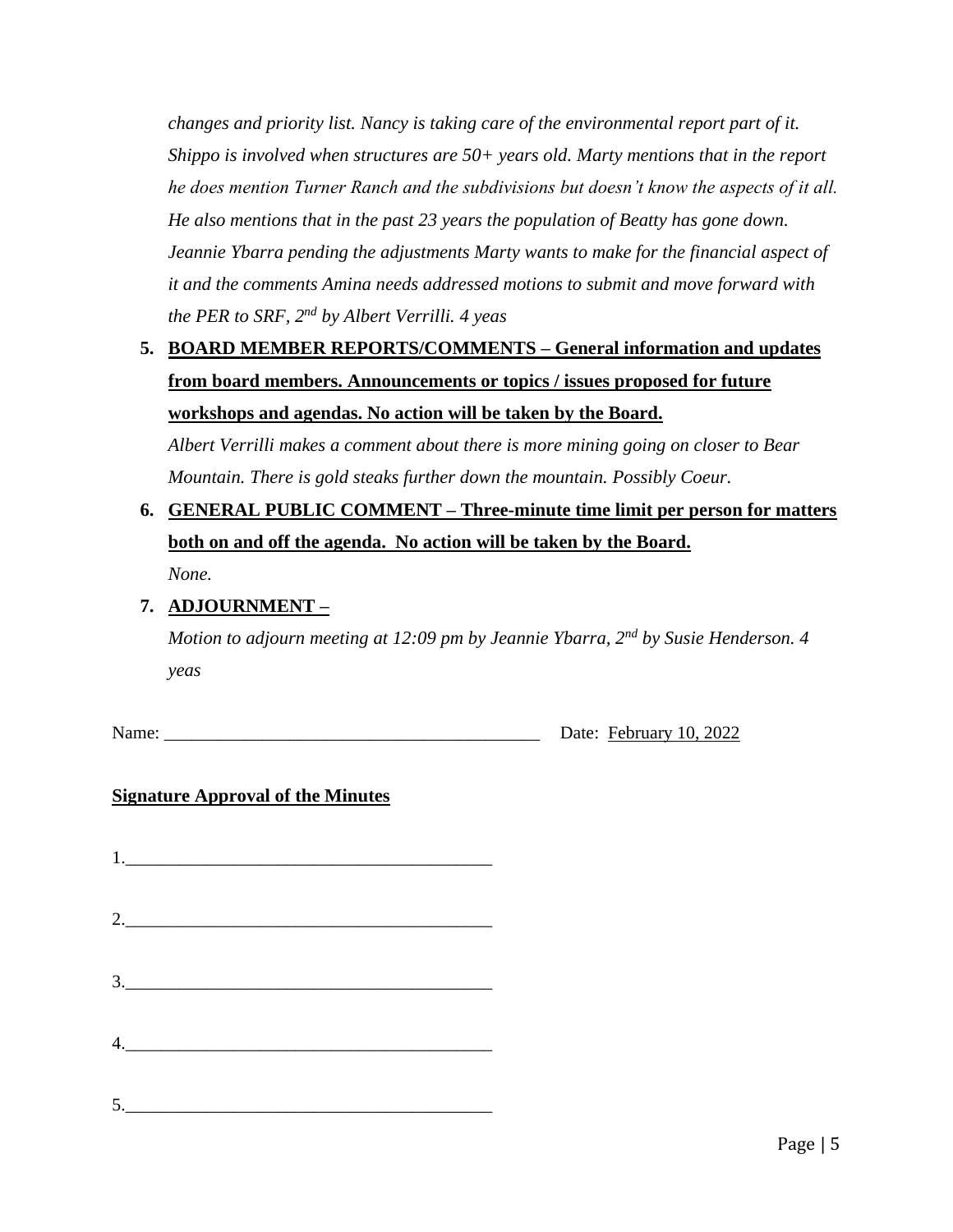*changes and priority list. Nancy is taking care of the environmental report part of it. Shippo is involved when structures are 50+ years old. Marty mentions that in the report he does mention Turner Ranch and the subdivisions but doesn't know the aspects of it all. He also mentions that in the past 23 years the population of Beatty has gone down. Jeannie Ybarra pending the adjustments Marty wants to make for the financial aspect of it and the comments Amina needs addressed motions to submit and move forward with the PER to SRF, 2nd by Albert Verrilli. 4 yeas*

5. **BOARD MEMBER REPORTS/COMMENTS – General information and updates from board members. Announcements or topics / issues proposed for future workshops and agendas. No action will be taken by the Board.**

   *Albert Verrilli makes a comment about there is more mining going on closer to Bear Mountain. There is gold steaks further down the mountain. Possibly Coeur.*

6. **GENERAL PUBLIC COMMENT – Three-minute time limit per person for matters both on and off the agenda. No action will be taken by the Board.**

   *None.*

7. **ADJOURNMENT –**

   *Motion to adjourn meeting at 12:09 pm by Jeannie Ybarra, 2nd by Susie Henderson. 4 yeas*

Name: ___________________________________________ Date: February 10, 2022

**Signature Approval of the Minutes**

1.________________________________________

2.________________________________________

3.________________________________________

4.________________________________________

5.________________________________________